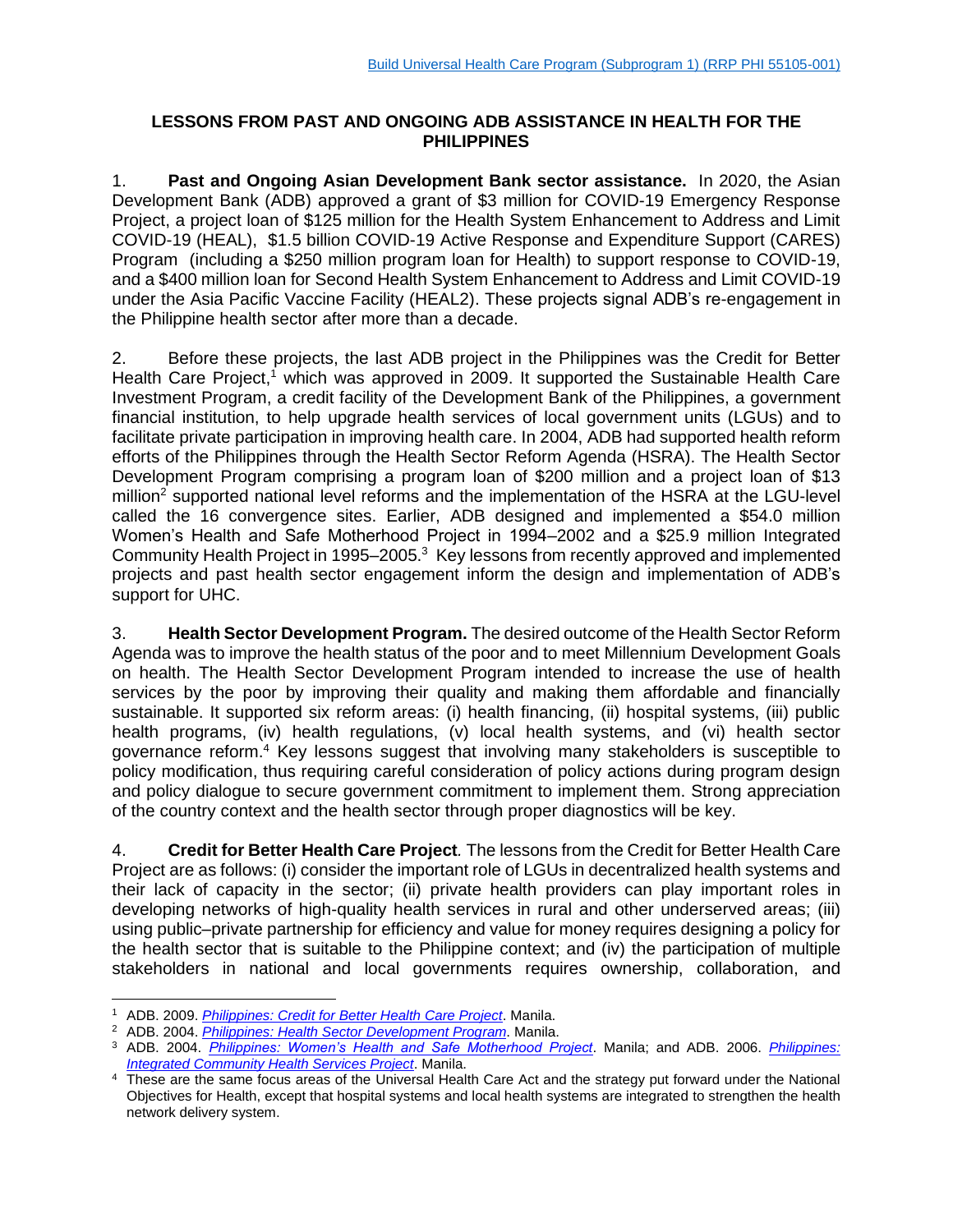# LESSONS FROM PAST AND ONGOING ADB ASSISTANCE IN HEALTH FOR THE PHILIPPINES

1. **Past and Ongoing Asian Development Bank sector assistance.** In 2020, the Asian Development Bank (ADB) approved a grant of $3 million for COVID-19 Emergency Response Project, a project loan of $125 million for the Health System Enhancement to Address and Limit COVID-19 (HEAL), $1.5 billion COVID-19 Active Response and Expenditure Support (CARES) Program (including a $250 million program loan for Health) to support response to COVID-19, and a $400 million loan for Second Health System Enhancement to Address and Limit COVID-19 under the Asia Pacific Vaccine Facility (HEAL2). These projects signal ADB's re-engagement in the Philippine health sector after more than a decade.

2. Before these projects, the last ADB project in the Philippines was the Credit for Better Health Care Project,[1] which was approved in 2009. It supported the Sustainable Health Care Investment Program, a credit facility of the Development Bank of the Philippines, a government financial institution, to help upgrade health services of local government units (LGUs) and to facilitate private participation in improving health care. In 2004, ADB had supported health reform efforts of the Philippines through the Health Sector Reform Agenda (HSRA). The Health Sector Development Program comprising a program loan of $200 million and a project loan of $13 million[2] supported national level reforms and the implementation of the HSRA at the LGU-level called the 16 convergence sites. Earlier, ADB designed and implemented a $54.0 million Women's Health and Safe Motherhood Project in 1994–2002 and a $25.9 million Integrated Community Health Project in 1995–2005.[3] Key lessons from recently approved and implemented projects and past health sector engagement inform the design and implementation of ADB's support for UHC.

3. **Health Sector Development Program.** The desired outcome of the Health Sector Reform Agenda was to improve the health status of the poor and to meet Millennium Development Goals on health. The Health Sector Development Program intended to increase the use of health services by the poor by improving their quality and making them affordable and financially sustainable. It supported six reform areas: (i) health financing, (ii) hospital systems, (iii) public health programs, (iv) health regulations, (v) local health systems, and (vi) health sector governance reform.[4] Key lessons suggest that involving many stakeholders is susceptible to policy modification, thus requiring careful consideration of policy actions during program design and policy dialogue to secure government commitment to implement them. Strong appreciation of the country context and the health sector through proper diagnostics will be key.

4. **Credit for Better Health Care Project***.* The lessons from the Credit for Better Health Care Project are as follows: (i) consider the important role of LGUs in decentralized health systems and their lack of capacity in the sector; (ii) private health providers can play important roles in developing networks of high-quality health services in rural and other underserved areas; (iii) using public–private partnership for efficiency and value for money requires designing a policy for the health sector that is suitable to the Philippine context; and (iv) the participation of multiple stakeholders in national and local governments requires ownership, collaboration, and

---

[1] ADB. 2009. *Philippines: Credit for Better Health Care Project*. Manila.

[2] ADB. 2004. *Philippines: Health Sector Development Program*. Manila.

[3] ADB. 2004. *Philippines: Women's Health and Safe Motherhood Project*. Manila; and ADB. 2006. *Philippines: Integrated Community Health Services Project*. Manila.

[4] These are the same focus areas of the Universal Health Care Act and the strategy put forward under the National Objectives for Health, except that hospital systems and local health systems are integrated to strengthen the health network delivery system.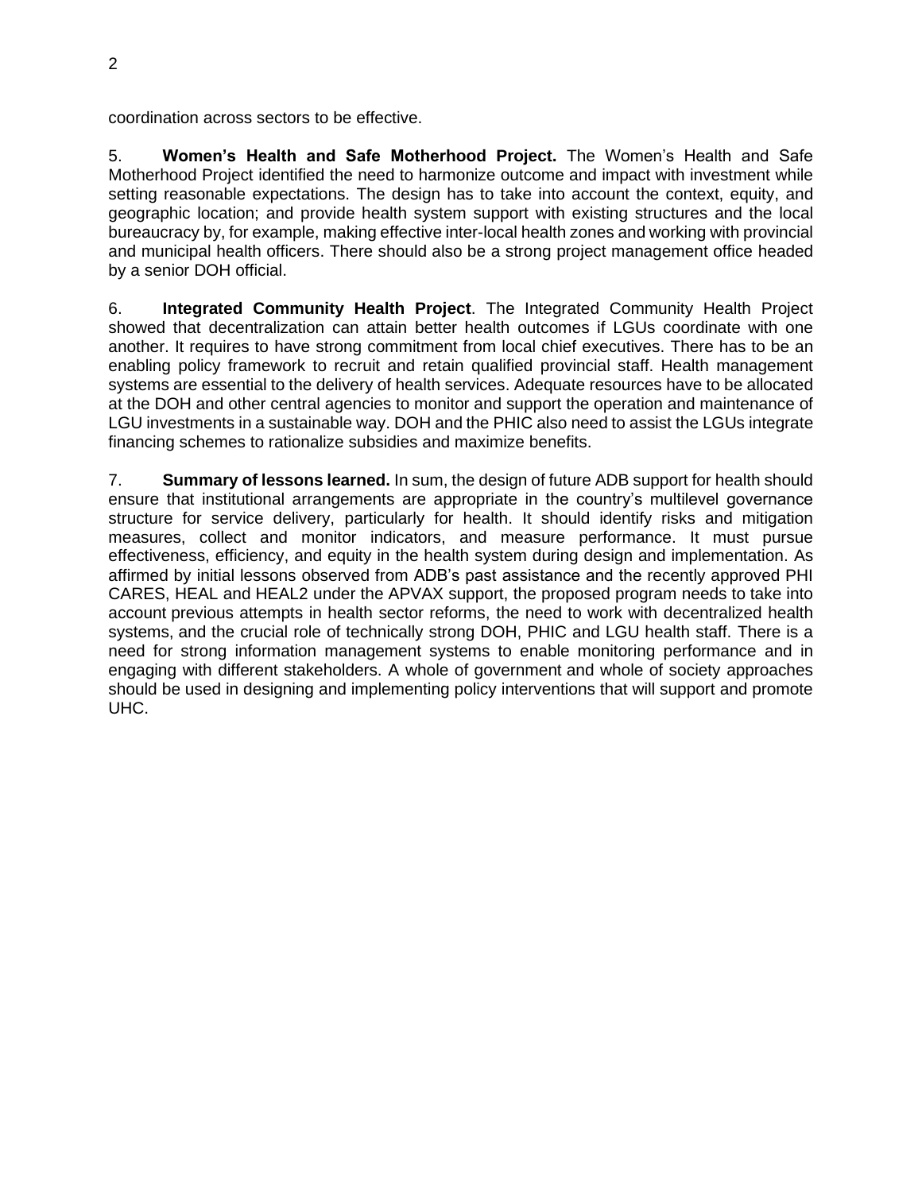coordination across sectors to be effective.

5. **Women's Health and Safe Motherhood Project.** The Women's Health and Safe Motherhood Project identified the need to harmonize outcome and impact with investment while setting reasonable expectations. The design has to take into account the context, equity, and geographic location; and provide health system support with existing structures and the local bureaucracy by, for example, making effective inter-local health zones and working with provincial and municipal health officers. There should also be a strong project management office headed by a senior DOH official.

6. **Integrated Community Health Project**. The Integrated Community Health Project showed that decentralization can attain better health outcomes if LGUs coordinate with one another. It requires to have strong commitment from local chief executives. There has to be an enabling policy framework to recruit and retain qualified provincial staff. Health management systems are essential to the delivery of health services. Adequate resources have to be allocated at the DOH and other central agencies to monitor and support the operation and maintenance of LGU investments in a sustainable way. DOH and the PHIC also need to assist the LGUs integrate financing schemes to rationalize subsidies and maximize benefits.

7. **Summary of lessons learned.** In sum, the design of future ADB support for health should ensure that institutional arrangements are appropriate in the country's multilevel governance structure for service delivery, particularly for health. It should identify risks and mitigation measures, collect and monitor indicators, and measure performance. It must pursue effectiveness, efficiency, and equity in the health system during design and implementation. As affirmed by initial lessons observed from ADB's past assistance and the recently approved PHI CARES, HEAL and HEAL2 under the APVAX support, the proposed program needs to take into account previous attempts in health sector reforms, the need to work with decentralized health systems, and the crucial role of technically strong DOH, PHIC and LGU health staff. There is a need for strong information management systems to enable monitoring performance and in engaging with different stakeholders. A whole of government and whole of society approaches should be used in designing and implementing policy interventions that will support and promote UHC.